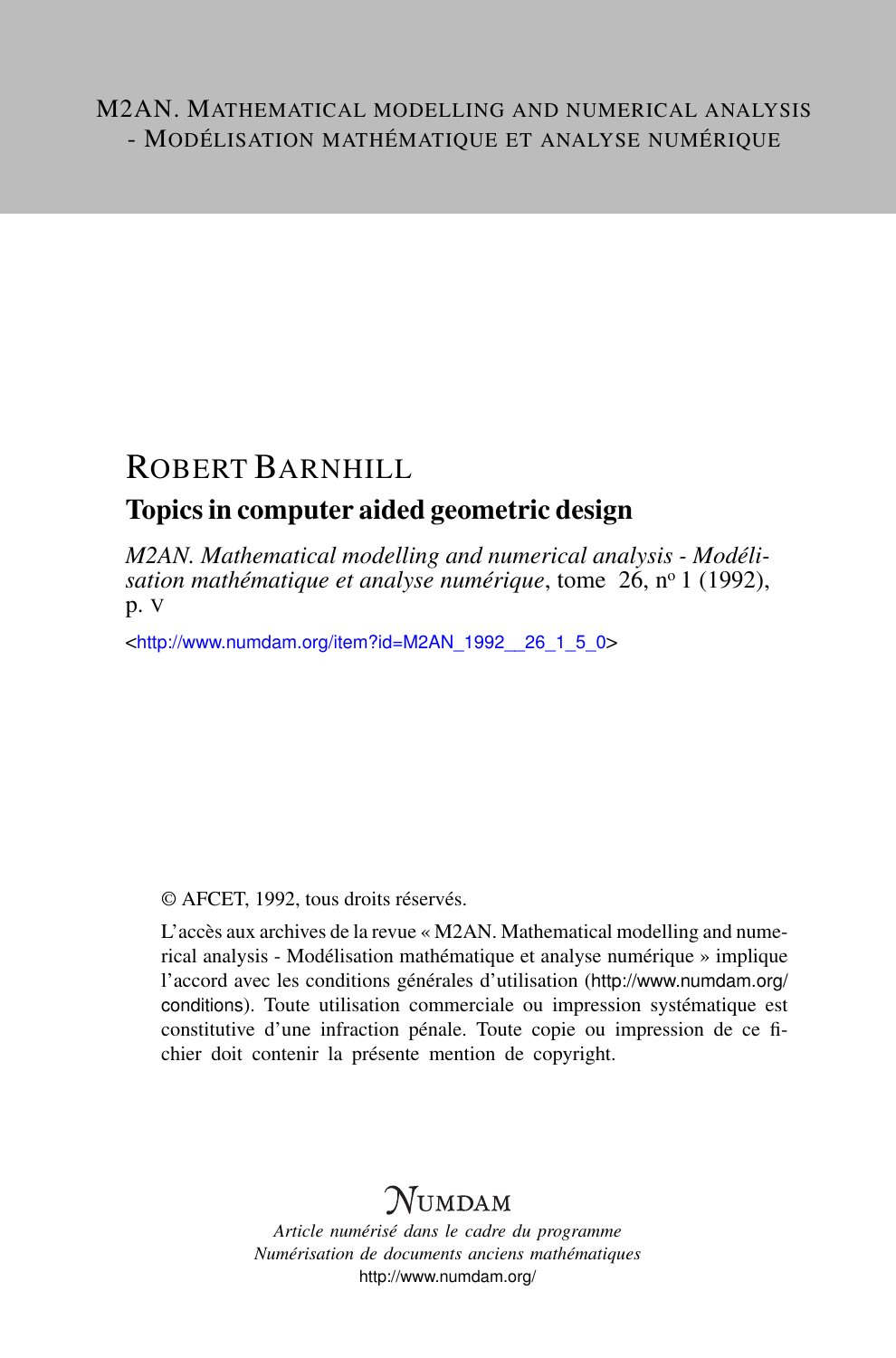M2AN. MATHEMATICAL MODELLING AND NUMERICAL ANALYSIS - MODÉLISATION MATHÉMATIQUE ET ANALYSE NUMÉRIQUE

# ROBERT BARNHILL

## Topics in computer aided geometric design

*M2AN. Mathematical modelling and numerical analysis - Modélisation mathématique et analyse numérique*, tome 26, nº 1 (1992), p. V

<http://www.numdam.org/item?id=M2AN_1992__26_1_5_0>

© AFCET, 1992, tous droits réservés.

L'accès aux archives de la revue « M2AN. Mathematical modelling and numerical analysis - Modélisation mathématique et analyse numérique » implique l'accord avec les conditions générales d'utilisation (http://www.numdam.org/conditions). Toute utilisation commerciale ou impression systématique est constitutive d'une infraction pénale. Toute copie ou impression de ce fichier doit contenir la présente mention de copyright.

NUMDAM

*Article numérisé dans le cadre du programme*
*Numérisation de documents anciens mathématiques*
http://www.numdam.org/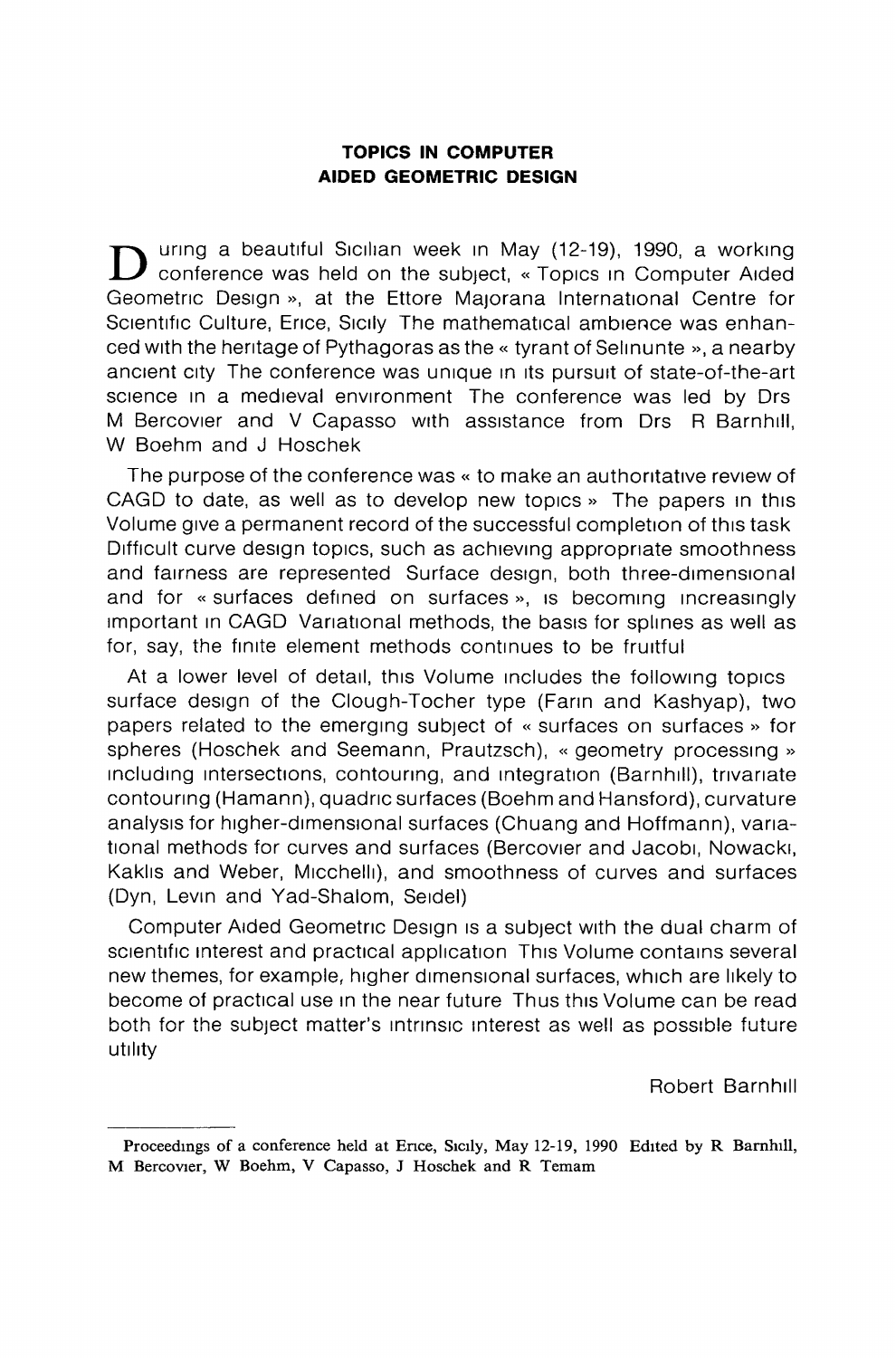**TOPICS IN COMPUTER AIDED GEOMETRIC DESIGN**

During a beautiful Sicilian week in May (12-19), 1990, a working conference was held on the subject, « Topics in Computer Aided Geometric Design », at the Ettore Majorana International Centre for Scientific Culture, Erice, Sicily The mathematical ambience was enhanced with the heritage of Pythagoras as the « tyrant of Selinunte », a nearby ancient city The conference was unique in its pursuit of state-of-the-art science in a medieval environment The conference was led by Drs M Bercovier and V Capasso with assistance from Drs R Barnhill, W Boehm and J Hoschek

The purpose of the conference was « to make an authoritative review of CAGD to date, as well as to develop new topics » The papers in this Volume give a permanent record of the successful completion of this task Difficult curve design topics, such as achieving appropriate smoothness and fairness are represented Surface design, both three-dimensional and for « surfaces defined on surfaces », is becoming increasingly important in CAGD Variational methods, the basis for splines as well as for, say, the finite element methods continues to be fruitful

At a lower level of detail, this Volume includes the following topics surface design of the Clough-Tocher type (Farin and Kashyap), two papers related to the emerging subject of « surfaces on surfaces » for spheres (Hoschek and Seemann, Prautzsch), « geometry processing » including intersections, contouring, and integration (Barnhill), trivariate contouring (Hamann), quadric surfaces (Boehm and Hansford), curvature analysis for higher-dimensional surfaces (Chuang and Hoffmann), variational methods for curves and surfaces (Bercovier and Jacobi, Nowacki, Kaklis and Weber, Micchelli), and smoothness of curves and surfaces (Dyn, Levin and Yad-Shalom, Seidel)

Computer Aided Geometric Design is a subject with the dual charm of scientific interest and practical application This Volume contains several new themes, for example, higher dimensional surfaces, which are likely to become of practical use in the near future Thus this Volume can be read both for the subject matter's intrinsic interest as well as possible future utility

Robert Barnhill

---

Proceedings of a conference held at Erice, Sicily, May 12-19, 1990 Edited by R Barnhill, M Bercovier, W Boehm, V Capasso, J Hoschek and R Temam